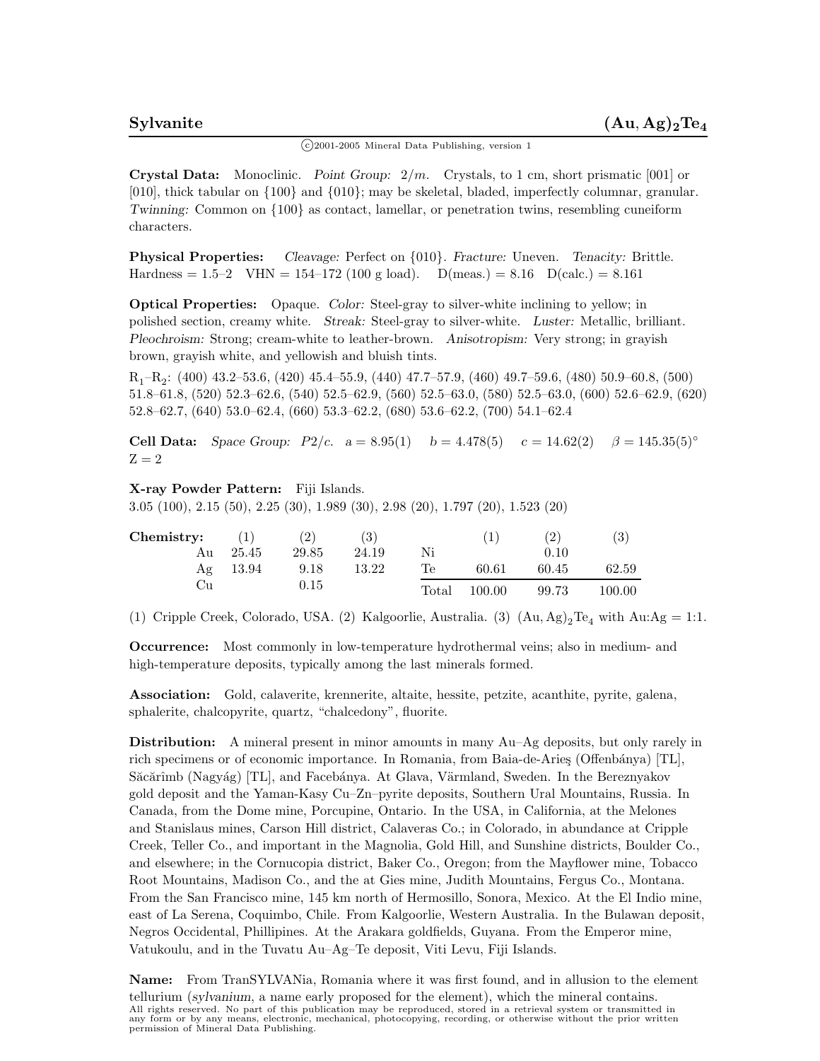# Sylvanite $(Au, Ag)_2Te_4$

©2001-2005 Mineral Data Publishing, version 1

**Crystal Data:** Monoclinic. *Point Group:* 2/m. Crystals, to 1 cm, short prismatic [001] or [010], thick tabular on {100} and {010}; may be skeletal, bladed, imperfectly columnar, granular. *Twinning:* Common on {100} as contact, lamellar, or penetration twins, resembling cuneiform characters.

**Physical Properties:** *Cleavage:* Perfect on {010}. *Fracture:* Uneven. *Tenacity:* Brittle. Hardness = 1.5–2 VHN = 154–172 (100 g load). D(meas.) = 8.16 D(calc.) = 8.161

**Optical Properties:** Opaque. *Color:* Steel-gray to silver-white inclining to yellow; in polished section, creamy white. *Streak:* Steel-gray to silver-white. *Luster:* Metallic, brilliant. *Pleochroism:* Strong; cream-white to leather-brown. *Anisotropism:* Very strong; in grayish brown, grayish white, and yellowish and bluish tints.

$R_1$–$R_2$: (400) 43.2–53.6, (420) 45.4–55.9, (440) 47.7–57.9, (460) 49.7–59.6, (480) 50.9–60.8, (500) 51.8–61.8, (520) 52.3–62.6, (540) 52.5–62.9, (560) 52.5–63.0, (580) 52.5–63.0, (600) 52.6–62.9, (620) 52.8–62.7, (640) 53.0–62.4, (660) 53.3–62.2, (680) 53.6–62.2, (700) 54.1–62.4

**Cell Data:** *Space Group:* $P2/c$. a = 8.95(1) b = 4.478(5) c = 14.62(2) β = 145.35(5)° Z = 2

**X-ray Powder Pattern:** Fiji Islands.
3.05 (100), 2.15 (50), 2.25 (30), 1.989 (30), 2.98 (20), 1.797 (20), 1.523 (20)

**Chemistry:**

| | (1) | (2) | (3) | | (1) | (2) | (3) |
|---|---|---|---|---|---|---|---|
| Au | 25.45 | 29.85 | 24.19 | Ni | | 0.10 | |
| Ag | 13.94 | 9.18 | 13.22 | Te | 60.61 | 60.45 | 62.59 |
| Cu | | 0.15 | | Total | 100.00 | 99.73 | 100.00 |

(1) Cripple Creek, Colorado, USA. (2) Kalgoorlie, Australia. (3) $(Au, Ag)_2Te_4$ with Au:Ag = 1:1.

**Occurrence:** Most commonly in low-temperature hydrothermal veins; also in medium- and high-temperature deposits, typically among the last minerals formed.

**Association:** Gold, calaverite, krennerite, altaite, hessite, petzite, acanthite, pyrite, galena, sphalerite, chalcopyrite, quartz, "chalcedony", fluorite.

**Distribution:** A mineral present in minor amounts in many Au–Ag deposits, but only rarely in rich specimens or of economic importance. In Romania, from Baia-de-Arieş (Offenbánya) [TL], Săcărîmb (Nagyág) [TL], and Facebánya. At Glava, Värmland, Sweden. In the Bereznyakov gold deposit and the Yaman-Kasy Cu–Zn–pyrite deposits, Southern Ural Mountains, Russia. In Canada, from the Dome mine, Porcupine, Ontario. In the USA, in California, at the Melones and Stanislaus mines, Carson Hill district, Calaveras Co.; in Colorado, in abundance at Cripple Creek, Teller Co., and important in the Magnolia, Gold Hill, and Sunshine districts, Boulder Co., and elsewhere; in the Cornucopia district, Baker Co., Oregon; from the Mayflower mine, Tobacco Root Mountains, Madison Co., and the at Gies mine, Judith Mountains, Fergus Co., Montana. From the San Francisco mine, 145 km north of Hermosillo, Sonora, Mexico. At the El Indio mine, east of La Serena, Coquimbo, Chile. From Kalgoorlie, Western Australia. In the Bulawan deposit, Negros Occidental, Phillipines. At the Arakara goldfields, Guyana. From the Emperor mine, Vatukoulu, and in the Tuvatu Au–Ag–Te deposit, Viti Levu, Fiji Islands.

**Name:** From TranSYLVANia, Romania where it was first found, and in allusion to the element tellurium (*sylvanium*, a name early proposed for the element), which the mineral contains.

All rights reserved. No part of this publication may be reproduced, stored in a retrieval system or transmitted in any form or by any means, electronic, mechanical, photocopying, recording, or otherwise without the prior written permission of Mineral Data Publishing.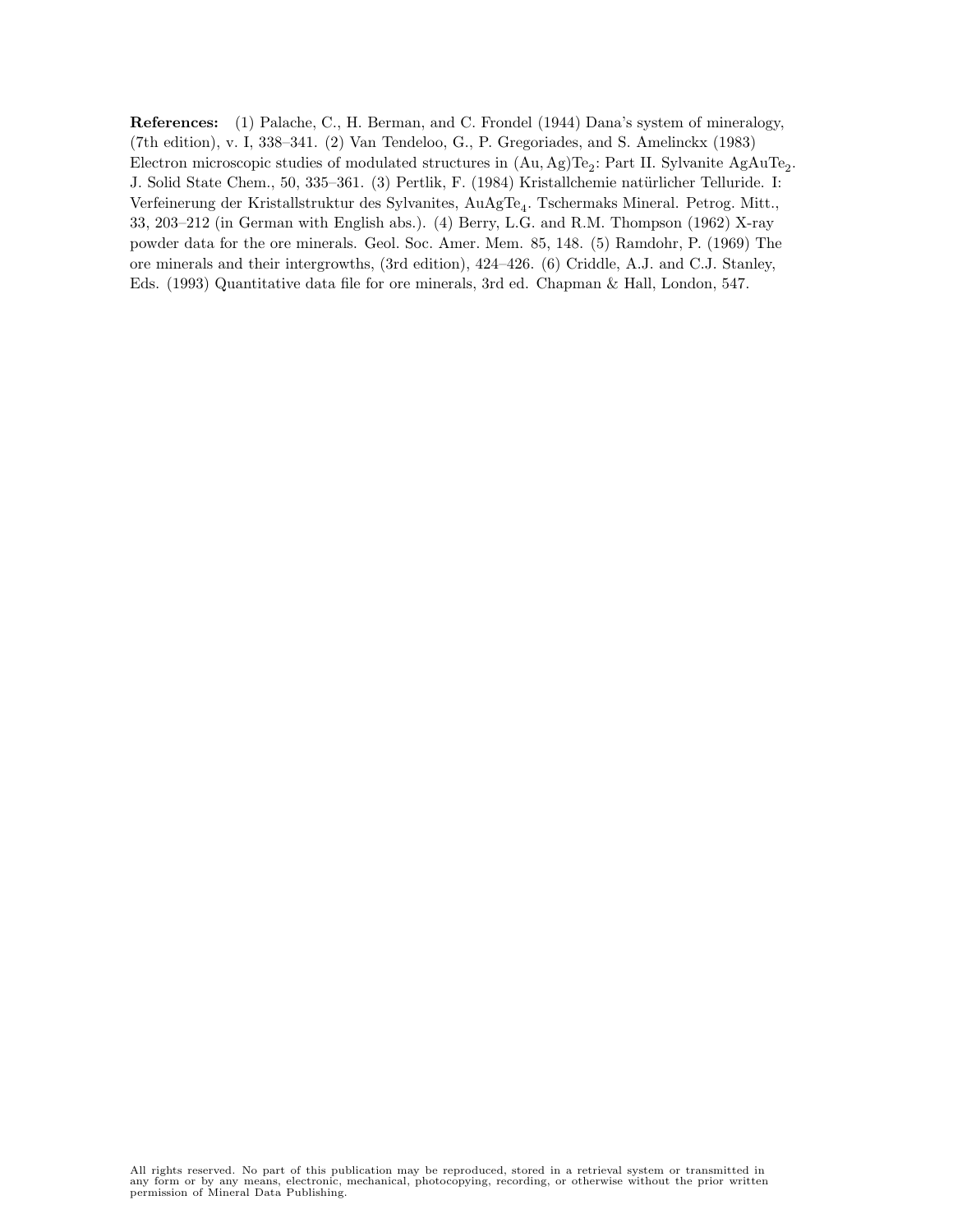**References:** (1) Palache, C., H. Berman, and C. Frondel (1944) Dana's system of mineralogy, (7th edition), v. I, 338–341. (2) Van Tendeloo, G., P. Gregoriades, and S. Amelinckx (1983) Electron microscopic studies of modulated structures in $(Au, Ag)Te_2$: Part II. Sylvanite $AgAuTe_2$. J. Solid State Chem., 50, 335–361. (3) Pertlik, F. (1984) Kristallchemie natürlicher Telluride. I: Verfeinerung der Kristallstruktur des Sylvanites, $AuAgTe_4$. Tschermaks Mineral. Petrog. Mitt., 33, 203–212 (in German with English abs.). (4) Berry, L.G. and R.M. Thompson (1962) X-ray powder data for the ore minerals. Geol. Soc. Amer. Mem. 85, 148. (5) Ramdohr, P. (1969) The ore minerals and their intergrowths, (3rd edition), 424–426. (6) Criddle, A.J. and C.J. Stanley, Eds. (1993) Quantitative data file for ore minerals, 3rd ed. Chapman & Hall, London, 547.

All rights reserved. No part of this publication may be reproduced, stored in a retrieval system or transmitted in any form or by any means, electronic, mechanical, photocopying, recording, or otherwise without the prior written permission of Mineral Data Publishing.